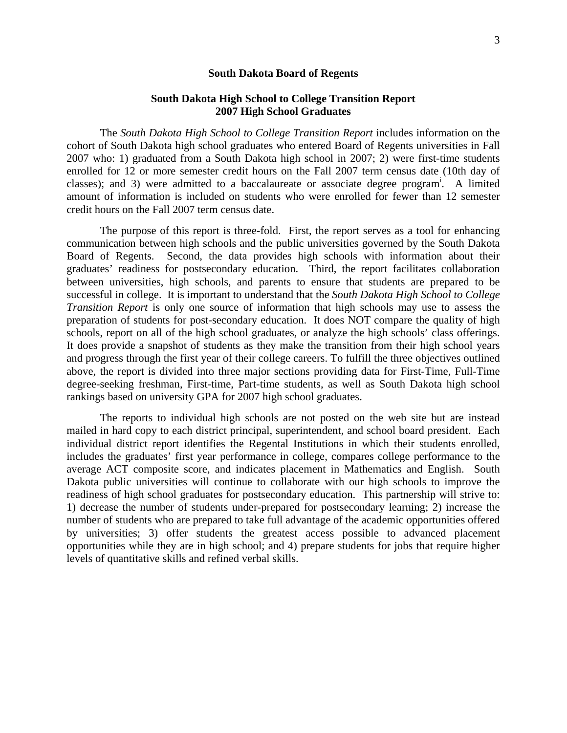**South Dakota Board of Regents**

**South Dakota High School to College Transition Report**
**2007 High School Graduates**

The *South Dakota High School to College Transition Report* includes information on the cohort of South Dakota high school graduates who entered Board of Regents universities in Fall 2007 who: 1) graduated from a South Dakota high school in 2007; 2) were first-time students enrolled for 12 or more semester credit hours on the Fall 2007 term census date (10th day of classes); and 3) were admitted to a baccalaureate or associate degree program[i]. A limited amount of information is included on students who were enrolled for fewer than 12 semester credit hours on the Fall 2007 term census date.

The purpose of this report is three-fold. First, the report serves as a tool for enhancing communication between high schools and the public universities governed by the South Dakota Board of Regents. Second, the data provides high schools with information about their graduates' readiness for postsecondary education. Third, the report facilitates collaboration between universities, high schools, and parents to ensure that students are prepared to be successful in college. It is important to understand that the *South Dakota High School to College Transition Report* is only one source of information that high schools may use to assess the preparation of students for post-secondary education. It does NOT compare the quality of high schools, report on all of the high school graduates, or analyze the high schools' class offerings. It does provide a snapshot of students as they make the transition from their high school years and progress through the first year of their college careers. To fulfill the three objectives outlined above, the report is divided into three major sections providing data for First-Time, Full-Time degree-seeking freshman, First-time, Part-time students, as well as South Dakota high school rankings based on university GPA for 2007 high school graduates.

The reports to individual high schools are not posted on the web site but are instead mailed in hard copy to each district principal, superintendent, and school board president. Each individual district report identifies the Regental Institutions in which their students enrolled, includes the graduates' first year performance in college, compares college performance to the average ACT composite score, and indicates placement in Mathematics and English. South Dakota public universities will continue to collaborate with our high schools to improve the readiness of high school graduates for postsecondary education. This partnership will strive to: 1) decrease the number of students under-prepared for postsecondary learning; 2) increase the number of students who are prepared to take full advantage of the academic opportunities offered by universities; 3) offer students the greatest access possible to advanced placement opportunities while they are in high school; and 4) prepare students for jobs that require higher levels of quantitative skills and refined verbal skills.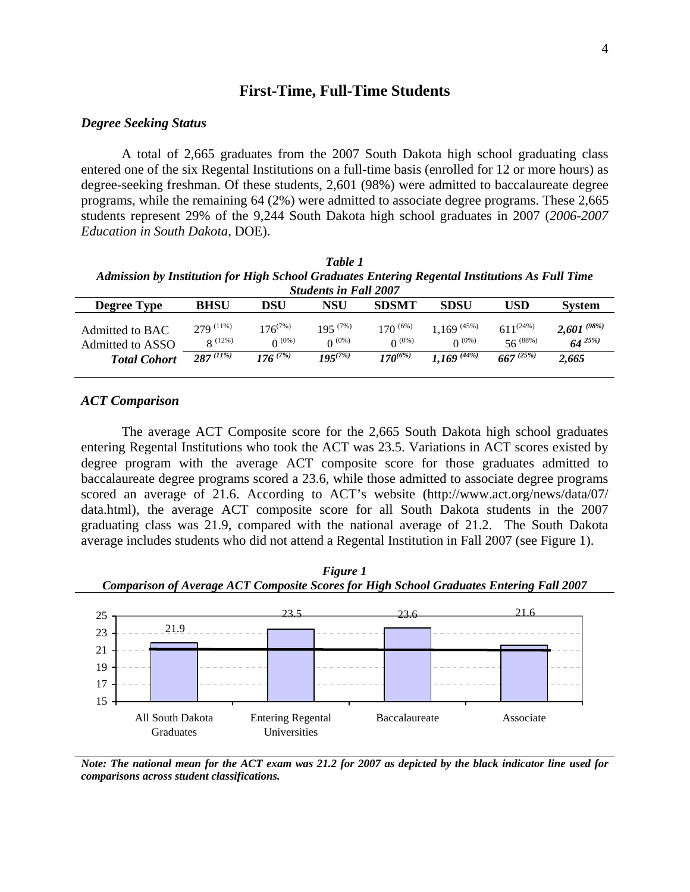## First-Time, Full-Time Students

### *Degree Seeking Status*

A total of 2,665 graduates from the 2007 South Dakota high school graduating class entered one of the six Regental Institutions on a full-time basis (enrolled for 12 or more hours) as degree-seeking freshman. Of these students, 2,601 (98%) were admitted to baccalaureate degree programs, while the remaining 64 (2%) were admitted to associate degree programs. These 2,665 students represent 29% of the 9,244 South Dakota high school graduates in 2007 (*2006-2007 Education in South Dakota*, DOE).

***Table 1***
***Admission by Institution for High School Graduates Entering Regental Institutions As Full Time Students in Fall 2007***

| Degree Type | BHSU | DSU | NSU | SDSMT | SDSU | USD | System |
|---|---|---|---|---|---|---|---|
| Admitted to BAC | 279 (11%) | 176(7%) | 195 (7%) | 170 (6%) | 1,169 (45%) | 611(24%) | ***2,601 (98%)*** |
| Admitted to ASSO | 8 (12%) | 0 (0%) | 0 (0%) | 0 (0%) | 0 (0%) | 56 (88%) | ***64 25%)*** |
| ***Total Cohort*** | ***287 (11%)*** | ***176 (7%)*** | ***195(7%)*** | ***170(6%)*** | ***1,169 (44%)*** | ***667 (25%)*** | ***2,665*** |

### *ACT Comparison*

The average ACT Composite score for the 2,665 South Dakota high school graduates entering Regental Institutions who took the ACT was 23.5. Variations in ACT scores existed by degree program with the average ACT composite score for those graduates admitted to baccalaureate degree programs scored a 23.6, while those admitted to associate degree programs scored an average of 21.6. According to ACT's website (http://www.act.org/news/data/07/data.html), the average ACT composite score for all South Dakota students in the 2007 graduating class was 21.9, compared with the national average of 21.2. The South Dakota average includes students who did not attend a Regental Institution in Fall 2007 (see Figure 1).

***Figure 1***
***Comparison of Average ACT Composite Scores for High School Graduates Entering Fall 2007***

| Group | Average ACT Composite |
|---|---|
| All South Dakota Graduates | 21.9 |
| Entering Regental Universities | 23.5 |
| Baccalaureate | 23.6 |
| Associate | 21.6 |

***Note: The national mean for the ACT exam was 21.2 for 2007 as depicted by the black indicator line used for comparisons across student classifications.***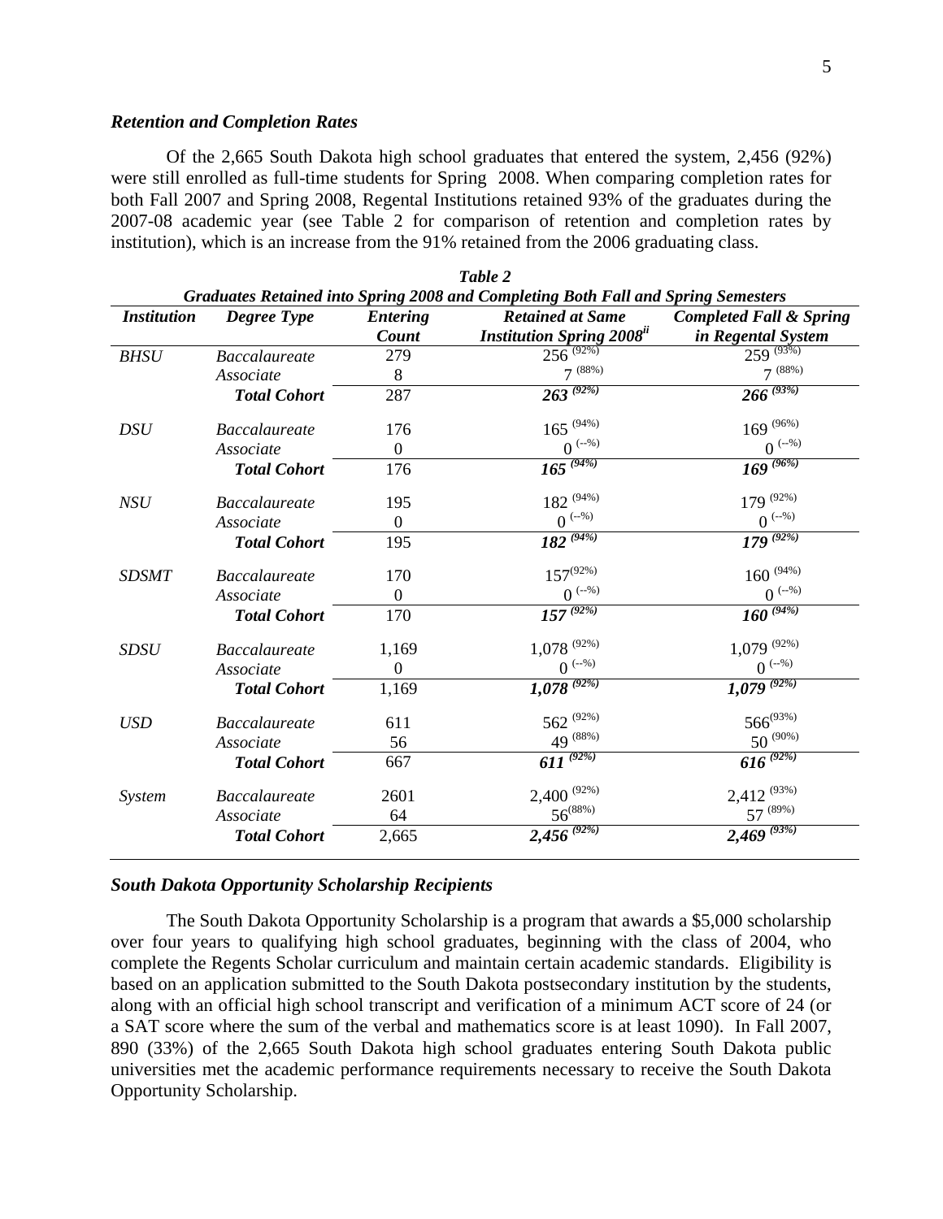### *Retention and Completion Rates*

Of the 2,665 South Dakota high school graduates that entered the system, 2,456 (92%) were still enrolled as full-time students for Spring 2008. When comparing completion rates for both Fall 2007 and Spring 2008, Regental Institutions retained 93% of the graduates during the 2007-08 academic year (see Table 2 for comparison of retention and completion rates by institution), which is an increase from the 91% retained from the 2006 graduating class.

***Table 2***

***Graduates Retained into Spring 2008 and Completing Both Fall and Spring Semesters***

| *Institution* | *Degree Type* | *Entering Count* | *Retained at Same Institution Spring 2008*[ii] | *Completed Fall & Spring in Regental System* |
|---|---|---|---|---|
| *BHSU* | *Baccalaureate* | 279 | 256 (92%) | 259 (93%) |
| | *Associate* | 8 | 7 (88%) | 7 (88%) |
| | ***Total Cohort*** | 287 | ***263 (92%)*** | ***266 (93%)*** |
| *DSU* | *Baccalaureate* | 176 | 165 (94%) | 169 (96%) |
| | *Associate* | 0 | 0 (--%) | 0 (--%) |
| | ***Total Cohort*** | 176 | ***165 (94%)*** | ***169 (96%)*** |
| *NSU* | *Baccalaureate* | 195 | 182 (94%) | 179 (92%) |
| | *Associate* | 0 | 0 (--%) | 0 (--%) |
| | ***Total Cohort*** | 195 | ***182 (94%)*** | ***179 (92%)*** |
| *SDSMT* | *Baccalaureate* | 170 | 157(92%) | 160 (94%) |
| | *Associate* | 0 | 0 (--%) | 0 (--%) |
| | ***Total Cohort*** | 170 | ***157 (92%)*** | ***160 (94%)*** |
| *SDSU* | *Baccalaureate* | 1,169 | 1,078 (92%) | 1,079 (92%) |
| | *Associate* | 0 | 0 (--%) | 0 (--%) |
| | ***Total Cohort*** | 1,169 | ***1,078 (92%)*** | ***1,079 (92%)*** |
| *USD* | *Baccalaureate* | 611 | 562 (92%) | 566(93%) |
| | *Associate* | 56 | 49 (88%) | 50 (90%) |
| | ***Total Cohort*** | 667 | ***611 (92%)*** | ***616 (92%)*** |
| *System* | *Baccalaureate* | 2601 | 2,400 (92%) | 2,412 (93%) |
| | *Associate* | 64 | 56(88%) | 57 (89%) |
| | ***Total Cohort*** | 2,665 | ***2,456 (92%)*** | ***2,469 (93%)*** |

### *South Dakota Opportunity Scholarship Recipients*

The South Dakota Opportunity Scholarship is a program that awards a $5,000 scholarship over four years to qualifying high school graduates, beginning with the class of 2004, who complete the Regents Scholar curriculum and maintain certain academic standards. Eligibility is based on an application submitted to the South Dakota postsecondary institution by the students, along with an official high school transcript and verification of a minimum ACT score of 24 (or a SAT score where the sum of the verbal and mathematics score is at least 1090). In Fall 2007, 890 (33%) of the 2,665 South Dakota high school graduates entering South Dakota public universities met the academic performance requirements necessary to receive the South Dakota Opportunity Scholarship.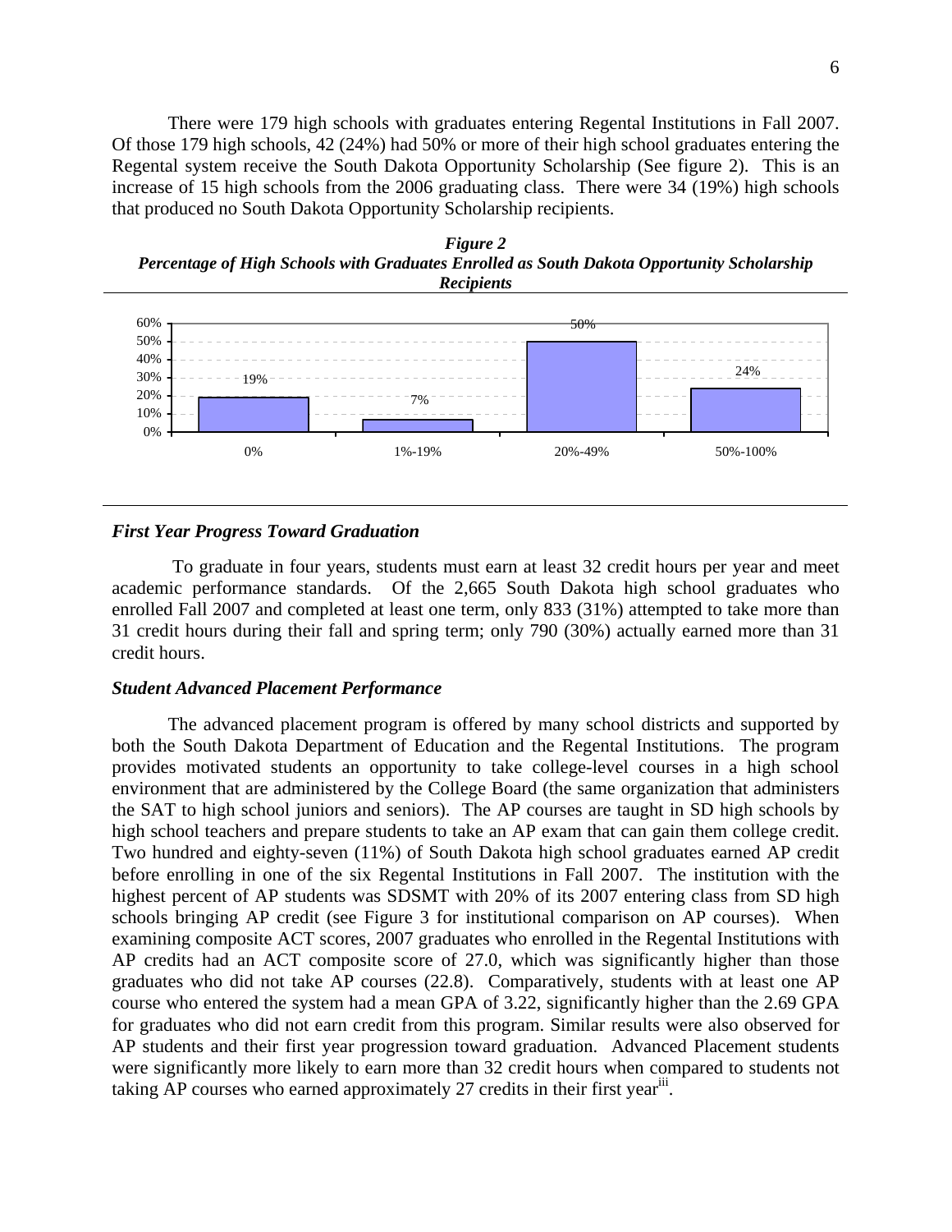There were 179 high schools with graduates entering Regental Institutions in Fall 2007. Of those 179 high schools, 42 (24%) had 50% or more of their high school graduates entering the Regental system receive the South Dakota Opportunity Scholarship (See figure 2). This is an increase of 15 high schools from the 2006 graduating class. There were 34 (19%) high schools that produced no South Dakota Opportunity Scholarship recipients.

***Figure 2***
***Percentage of High Schools with Graduates Enrolled as South Dakota Opportunity Scholarship Recipients***

| Percentage of graduates who are recipients | Percentage of high schools |
|---|---|
| 0% | 19% |
| 1%-19% | 7% |
| 20%-49% | 50% |
| 50%-100% | 24% |

### *First Year Progress Toward Graduation*

To graduate in four years, students must earn at least 32 credit hours per year and meet academic performance standards. Of the 2,665 South Dakota high school graduates who enrolled Fall 2007 and completed at least one term, only 833 (31%) attempted to take more than 31 credit hours during their fall and spring term; only 790 (30%) actually earned more than 31 credit hours.

### *Student Advanced Placement Performance*

The advanced placement program is offered by many school districts and supported by both the South Dakota Department of Education and the Regental Institutions. The program provides motivated students an opportunity to take college-level courses in a high school environment that are administered by the College Board (the same organization that administers the SAT to high school juniors and seniors). The AP courses are taught in SD high schools by high school teachers and prepare students to take an AP exam that can gain them college credit. Two hundred and eighty-seven (11%) of South Dakota high school graduates earned AP credit before enrolling in one of the six Regental Institutions in Fall 2007. The institution with the highest percent of AP students was SDSMT with 20% of its 2007 entering class from SD high schools bringing AP credit (see Figure 3 for institutional comparison on AP courses). When examining composite ACT scores, 2007 graduates who enrolled in the Regental Institutions with AP credits had an ACT composite score of 27.0, which was significantly higher than those graduates who did not take AP courses (22.8). Comparatively, students with at least one AP course who entered the system had a mean GPA of 3.22, significantly higher than the 2.69 GPA for graduates who did not earn credit from this program. Similar results were also observed for AP students and their first year progression toward graduation. Advanced Placement students were significantly more likely to earn more than 32 credit hours when compared to students not taking AP courses who earned approximately 27 credits in their first year[iii].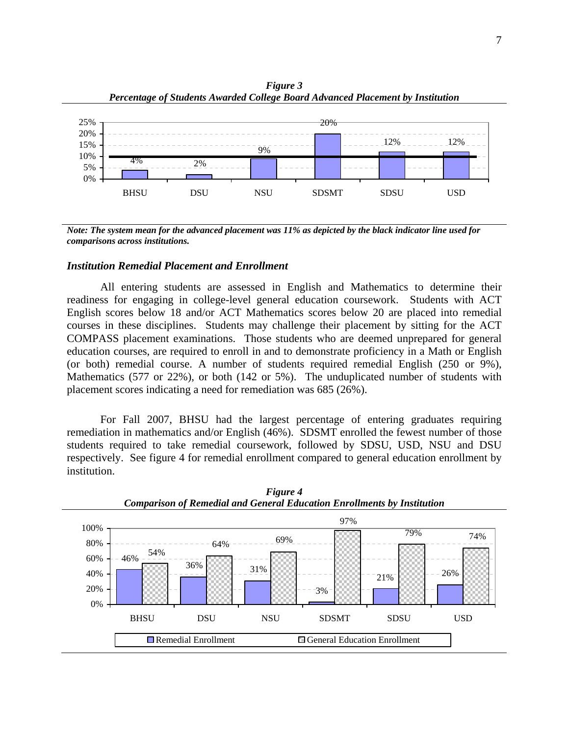*Figure 3*
*Percentage of Students Awarded College Board Advanced Placement by Institution*

| Institution | Percentage |
| --- | --- |
| BHSU | 4% |
| DSU | 2% |
| NSU | 9% |
| SDSMT | 20% |
| SDSU | 12% |
| USD | 12% |

***Note: The system mean for the advanced placement was 11% as depicted by the black indicator line used for comparisons across institutions.***

### *Institution Remedial Placement and Enrollment*

All entering students are assessed in English and Mathematics to determine their readiness for engaging in college-level general education coursework. Students with ACT English scores below 18 and/or ACT Mathematics scores below 20 are placed into remedial courses in these disciplines. Students may challenge their placement by sitting for the ACT COMPASS placement examinations. Those students who are deemed unprepared for general education courses, are required to enroll in and to demonstrate proficiency in a Math or English (or both) remedial course. A number of students required remedial English (250 or 9%), Mathematics (577 or 22%), or both (142 or 5%). The unduplicated number of students with placement scores indicating a need for remediation was 685 (26%).

For Fall 2007, BHSU had the largest percentage of entering graduates requiring remediation in mathematics and/or English (46%). SDSMT enrolled the fewest number of those students required to take remedial coursework, followed by SDSU, USD, NSU and DSU respectively. See figure 4 for remedial enrollment compared to general education enrollment by institution.

*Figure 4*
*Comparison of Remedial and General Education Enrollments by Institution*

| Institution | Remedial Enrollment | General Education Enrollment |
| --- | --- | --- |
| BHSU | 46% | 54% |
| DSU | 36% | 64% |
| NSU | 31% | 69% |
| SDSMT | 3% | 97% |
| SDSU | 21% | 79% |
| USD | 26% | 74% |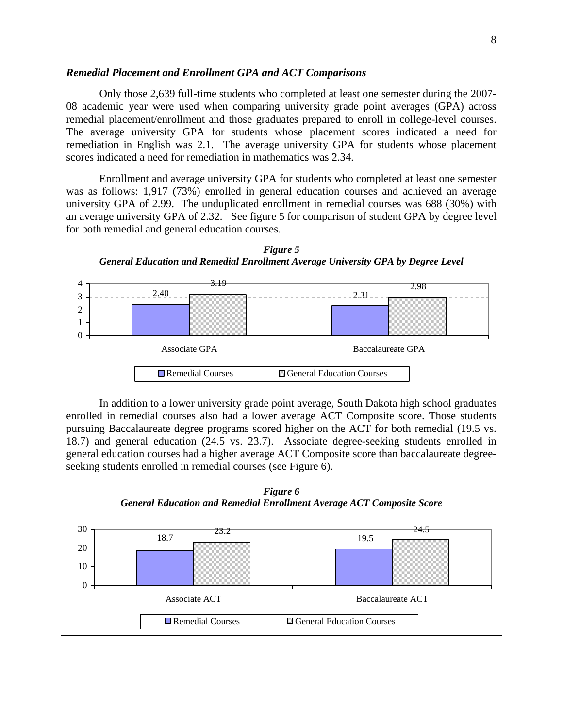### *Remedial Placement and Enrollment GPA and ACT Comparisons*

Only those 2,639 full-time students who completed at least one semester during the 2007-08 academic year were used when comparing university grade point averages (GPA) across remedial placement/enrollment and those graduates prepared to enroll in college-level courses. The average university GPA for students whose placement scores indicated a need for remediation in English was 2.1. The average university GPA for students whose placement scores indicated a need for remediation in mathematics was 2.34.

Enrollment and average university GPA for students who completed at least one semester was as follows: 1,917 (73%) enrolled in general education courses and achieved an average university GPA of 2.99. The unduplicated enrollment in remedial courses was 688 (30%) with an average university GPA of 2.32. See figure 5 for comparison of student GPA by degree level for both remedial and general education courses.

***Figure 5***
***General Education and Remedial Enrollment Average University GPA by Degree Level***

| | Remedial Courses | General Education Courses |
|---|---|---|
| Associate GPA | 2.40 | 3.19 |
| Baccalaureate GPA | 2.31 | 2.98 |

In addition to a lower university grade point average, South Dakota high school graduates enrolled in remedial courses also had a lower average ACT Composite score. Those students pursuing Baccalaureate degree programs scored higher on the ACT for both remedial (19.5 vs. 18.7) and general education (24.5 vs. 23.7). Associate degree-seeking students enrolled in general education courses had a higher average ACT Composite score than baccalaureate degree-seeking students enrolled in remedial courses (see Figure 6).

***Figure 6***
***General Education and Remedial Enrollment Average ACT Composite Score***

| | Remedial Courses | General Education Courses |
|---|---|---|
| Associate ACT | 18.7 | 23.2 |
| Baccalaureate ACT | 19.5 | 24.5 |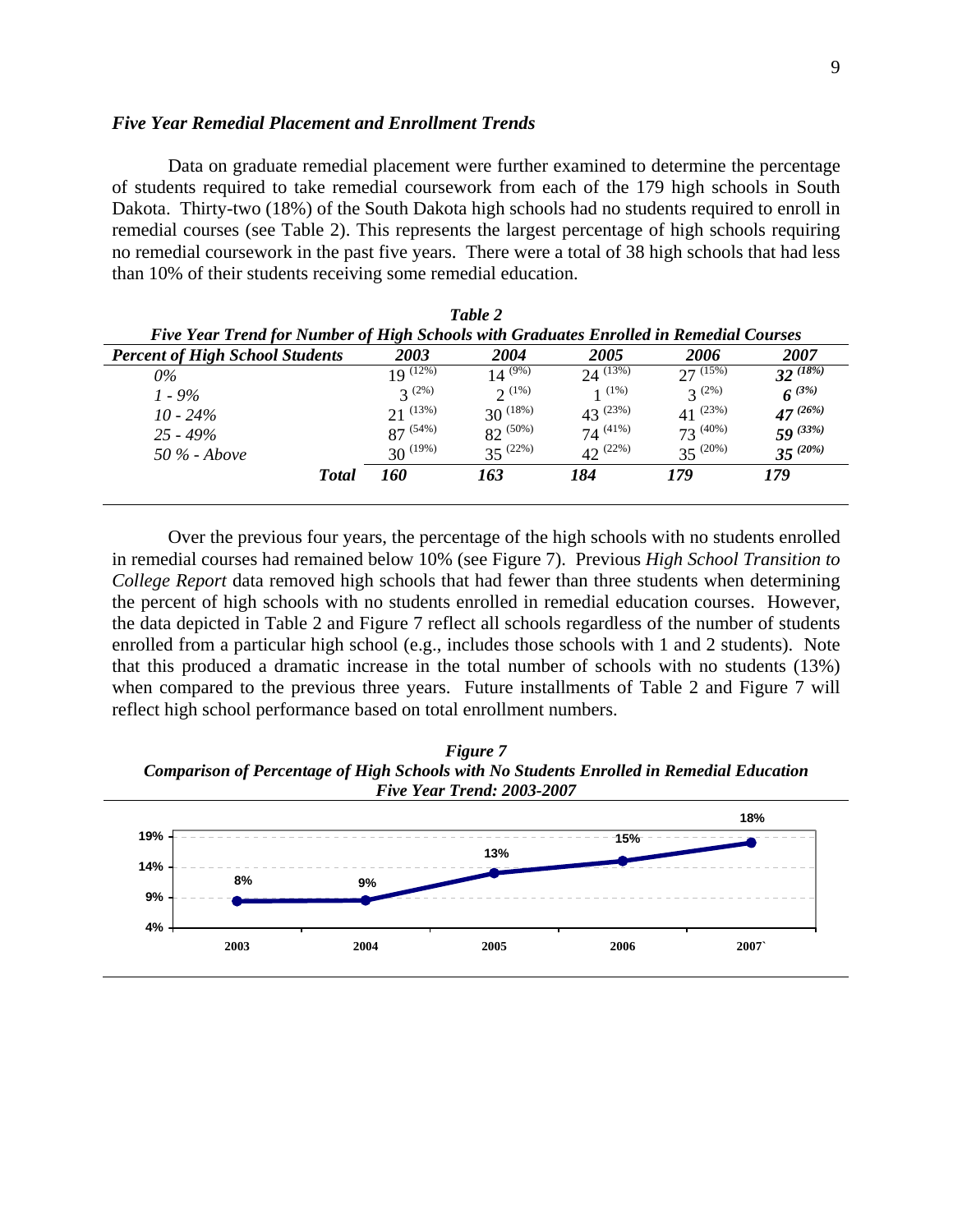### *Five Year Remedial Placement and Enrollment Trends*

Data on graduate remedial placement were further examined to determine the percentage of students required to take remedial coursework from each of the 179 high schools in South Dakota. Thirty-two (18%) of the South Dakota high schools had no students required to enroll in remedial courses (see Table 2). This represents the largest percentage of high schools requiring no remedial coursework in the past five years. There were a total of 38 high schools that had less than 10% of their students receiving some remedial education.

***Table 2***

***Five Year Trend for Number of High Schools with Graduates Enrolled in Remedial Courses***

| *Percent of High School Students* | *2003* | *2004* | *2005* | *2006* | *2007* |
|---|---|---|---|---|---|
| *0%* | 19 (12%) | 14 (9%) | 24 (13%) | 27 (15%) | ***32 (18%)*** |
| *1 - 9%* | 3 (2%) | 2 (1%) | 1 (1%) | 3 (2%) | ***6 (3%)*** |
| *10 - 24%* | 21 (13%) | 30 (18%) | 43 (23%) | 41 (23%) | ***47 (26%)*** |
| *25 - 49%* | 87 (54%) | 82 (50%) | 74 (41%) | 73 (40%) | ***59 (33%)*** |
| *50 % - Above* | 30 (19%) | 35 (22%) | 42 (22%) | 35 (20%) | ***35 (20%)*** |
| ***Total*** | ***160*** | ***163*** | ***184*** | ***179*** | ***179*** |

Over the previous four years, the percentage of the high schools with no students enrolled in remedial courses had remained below 10% (see Figure 7). Previous *High School Transition to College Report* data removed high schools that had fewer than three students when determining the percent of high schools with no students enrolled in remedial education courses. However, the data depicted in Table 2 and Figure 7 reflect all schools regardless of the number of students enrolled from a particular high school (e.g., includes those schools with 1 and 2 students). Note that this produced a dramatic increase in the total number of schools with no students (13%) when compared to the previous three years. Future installments of Table 2 and Figure 7 will reflect high school performance based on total enrollment numbers.

***Figure 7***

***Comparison of Percentage of High Schools with No Students Enrolled in Remedial Education Five Year Trend: 2003-2007***

| Year | Percentage |
|---|---|
| 2003 | 8% |
| 2004 | 9% |
| 2005 | 13% |
| 2006 | 15% |
| 2007` | 18% |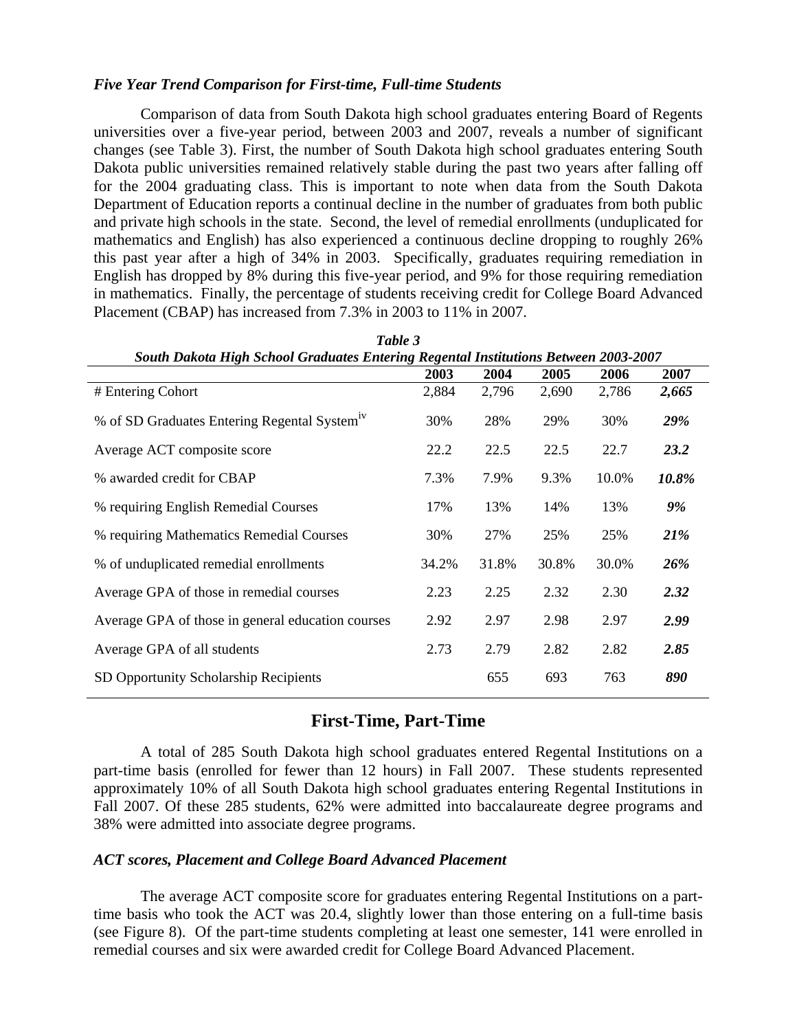### *Five Year Trend Comparison for First-time, Full-time Students*

Comparison of data from South Dakota high school graduates entering Board of Regents universities over a five-year period, between 2003 and 2007, reveals a number of significant changes (see Table 3). First, the number of South Dakota high school graduates entering South Dakota public universities remained relatively stable during the past two years after falling off for the 2004 graduating class. This is important to note when data from the South Dakota Department of Education reports a continual decline in the number of graduates from both public and private high schools in the state. Second, the level of remedial enrollments (unduplicated for mathematics and English) has also experienced a continuous decline dropping to roughly 26% this past year after a high of 34% in 2003. Specifically, graduates requiring remediation in English has dropped by 8% during this five-year period, and 9% for those requiring remediation in mathematics. Finally, the percentage of students receiving credit for College Board Advanced Placement (CBAP) has increased from 7.3% in 2003 to 11% in 2007.

***Table 3***
***South Dakota High School Graduates Entering Regental Institutions Between 2003-2007***

| | 2003 | 2004 | 2005 | 2006 | 2007 |
|---|---|---|---|---|---|
| # Entering Cohort | 2,884 | 2,796 | 2,690 | 2,786 | ***2,665*** |
| % of SD Graduates Entering Regental System[iv] | 30% | 28% | 29% | 30% | ***29%*** |
| Average ACT composite score | 22.2 | 22.5 | 22.5 | 22.7 | ***23.2*** |
| % awarded credit for CBAP | 7.3% | 7.9% | 9.3% | 10.0% | ***10.8%*** |
| % requiring English Remedial Courses | 17% | 13% | 14% | 13% | ***9%*** |
| % requiring Mathematics Remedial Courses | 30% | 27% | 25% | 25% | ***21%*** |
| % of unduplicated remedial enrollments | 34.2% | 31.8% | 30.8% | 30.0% | ***26%*** |
| Average GPA of those in remedial courses | 2.23 | 2.25 | 2.32 | 2.30 | ***2.32*** |
| Average GPA of those in general education courses | 2.92 | 2.97 | 2.98 | 2.97 | ***2.99*** |
| Average GPA of all students | 2.73 | 2.79 | 2.82 | 2.82 | ***2.85*** |
| SD Opportunity Scholarship Recipients | | 655 | 693 | 763 | ***890*** |

## First-Time, Part-Time

A total of 285 South Dakota high school graduates entered Regental Institutions on a part-time basis (enrolled for fewer than 12 hours) in Fall 2007. These students represented approximately 10% of all South Dakota high school graduates entering Regental Institutions in Fall 2007. Of these 285 students, 62% were admitted into baccalaureate degree programs and 38% were admitted into associate degree programs.

### *ACT scores, Placement and College Board Advanced Placement*

The average ACT composite score for graduates entering Regental Institutions on a part-time basis who took the ACT was 20.4, slightly lower than those entering on a full-time basis (see Figure 8). Of the part-time students completing at least one semester, 141 were enrolled in remedial courses and six were awarded credit for College Board Advanced Placement.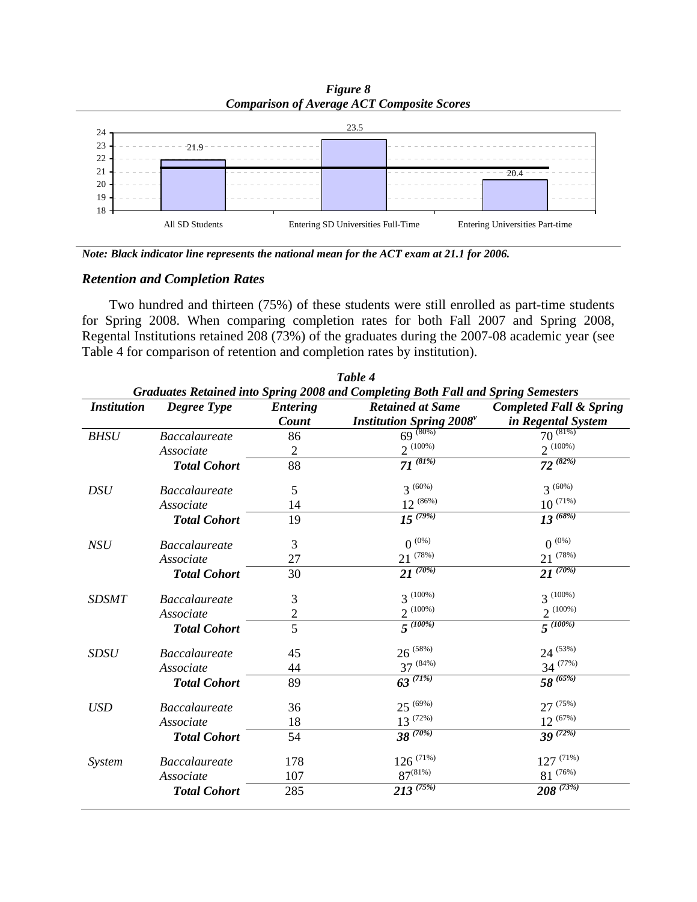***Figure 8***
***Comparison of Average ACT Composite Scores***

| | All SD Students | Entering SD Universities Full-Time | Entering Universities Part-time |
|---|---|---|---|
| Average ACT Composite Score | 21.9 | 23.5 | 20.4 |

***Note: Black indicator line represents the national mean for the ACT exam at 21.1 for 2006.***

### *Retention and Completion Rates*

Two hundred and thirteen (75%) of these students were still enrolled as part-time students for Spring 2008. When comparing completion rates for both Fall 2007 and Spring 2008, Regental Institutions retained 208 (73%) of the graduates during the 2007-08 academic year (see Table 4 for comparison of retention and completion rates by institution).

***Table 4***
***Graduates Retained into Spring 2008 and Completing Both Fall and Spring Semesters***

| *Institution* | *Degree Type* | *Entering Count* | *Retained at Same Institution Spring 2008*[v] | *Completed Fall & Spring in Regental System* |
|---|---|---|---|---|
| *BHSU* | *Baccalaureate* | 86 | 69 (80%) | 70 (81%) |
| | *Associate* | 2 | 2 (100%) | 2 (100%) |
| | ***Total Cohort*** | 88 | ***71 (81%)*** | ***72 (82%)*** |
| *DSU* | *Baccalaureate* | 5 | 3 (60%) | 3 (60%) |
| | *Associate* | 14 | 12 (86%) | 10 (71%) |
| | ***Total Cohort*** | 19 | ***15 (79%)*** | ***13 (68%)*** |
| *NSU* | *Baccalaureate* | 3 | 0 (0%) | 0 (0%) |
| | *Associate* | 27 | 21 (78%) | 21 (78%) |
| | ***Total Cohort*** | 30 | ***21 (70%)*** | ***21 (70%)*** |
| *SDSMT* | *Baccalaureate* | 3 | 3 (100%) | 3 (100%) |
| | *Associate* | 2 | 2 (100%) | 2 (100%) |
| | ***Total Cohort*** | 5 | ***5 (100%)*** | ***5 (100%)*** |
| *SDSU* | *Baccalaureate* | 45 | 26 (58%) | 24 (53%) |
| | *Associate* | 44 | 37 (84%) | 34 (77%) |
| | ***Total Cohort*** | 89 | ***63 (71%)*** | ***58 (65%)*** |
| *USD* | *Baccalaureate* | 36 | 25 (69%) | 27 (75%) |
| | *Associate* | 18 | 13 (72%) | 12 (67%) |
| | ***Total Cohort*** | 54 | ***38 (70%)*** | ***39 (72%)*** |
| *System* | *Baccalaureate* | 178 | 126 (71%) | 127 (71%) |
| | *Associate* | 107 | 87 (81%) | 81 (76%) |
| | ***Total Cohort*** | 285 | ***213 (75%)*** | ***208 (73%)*** |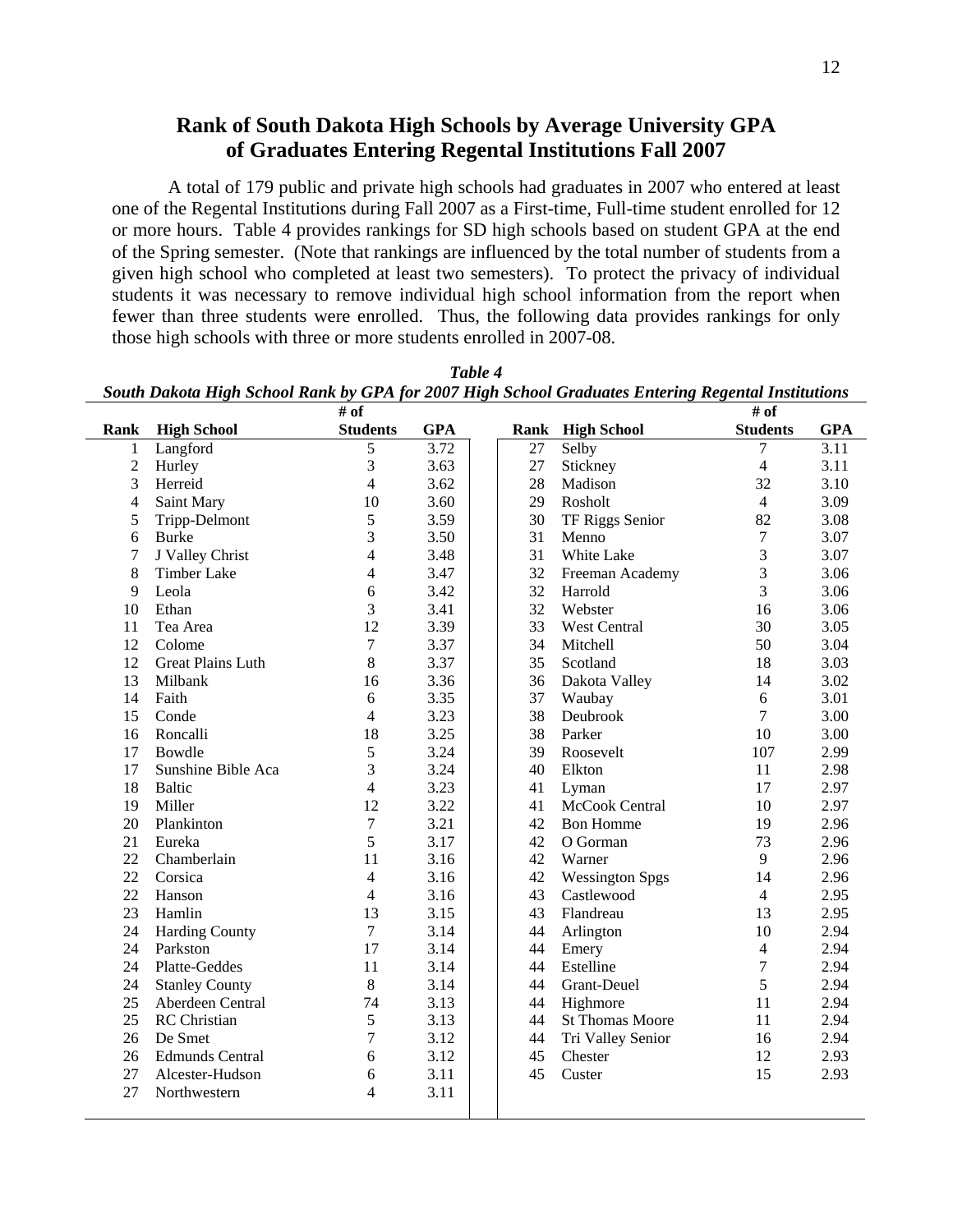## Rank of South Dakota High Schools by Average University GPA of Graduates Entering Regental Institutions Fall 2007

A total of 179 public and private high schools had graduates in 2007 who entered at least one of the Regental Institutions during Fall 2007 as a First-time, Full-time student enrolled for 12 or more hours. Table 4 provides rankings for SD high schools based on student GPA at the end of the Spring semester. (Note that rankings are influenced by the total number of students from a given high school who completed at least two semesters). To protect the privacy of individual students it was necessary to remove individual high school information from the report when fewer than three students were enrolled. Thus, the following data provides rankings for only those high schools with three or more students enrolled in 2007-08.

***Table 4***

***South Dakota High School Rank by GPA for 2007 High School Graduates Entering Regental Institutions***

| Rank | High School | # of Students | GPA |
|---|---|---|---|
| 1 | Langford | 5 | 3.72 |
| 2 | Hurley | 3 | 3.63 |
| 3 | Herreid | 4 | 3.62 |
| 4 | Saint Mary | 10 | 3.60 |
| 5 | Tripp-Delmont | 5 | 3.59 |
| 6 | Burke | 3 | 3.50 |
| 7 | J Valley Christ | 4 | 3.48 |
| 8 | Timber Lake | 4 | 3.47 |
| 9 | Leola | 6 | 3.42 |
| 10 | Ethan | 3 | 3.41 |
| 11 | Tea Area | 12 | 3.39 |
| 12 | Colome | 7 | 3.37 |
| 12 | Great Plains Luth | 8 | 3.37 |
| 13 | Milbank | 16 | 3.36 |
| 14 | Faith | 6 | 3.35 |
| 15 | Conde | 4 | 3.23 |
| 16 | Roncalli | 18 | 3.25 |
| 17 | Bowdle | 5 | 3.24 |
| 17 | Sunshine Bible Aca | 3 | 3.24 |
| 18 | Baltic | 4 | 3.23 |
| 19 | Miller | 12 | 3.22 |
| 20 | Plankinton | 7 | 3.21 |
| 21 | Eureka | 5 | 3.17 |
| 22 | Chamberlain | 11 | 3.16 |
| 22 | Corsica | 4 | 3.16 |
| 22 | Hanson | 4 | 3.16 |
| 23 | Hamlin | 13 | 3.15 |
| 24 | Harding County | 7 | 3.14 |
| 24 | Parkston | 17 | 3.14 |
| 24 | Platte-Geddes | 11 | 3.14 |
| 24 | Stanley County | 8 | 3.14 |
| 25 | Aberdeen Central | 74 | 3.13 |
| 25 | RC Christian | 5 | 3.13 |
| 26 | De Smet | 7 | 3.12 |
| 26 | Edmunds Central | 6 | 3.12 |
| 27 | Alcester-Hudson | 6 | 3.11 |
| 27 | Northwestern | 4 | 3.11 |
| 27 | Selby | 7 | 3.11 |
| 27 | Stickney | 4 | 3.11 |
| 28 | Madison | 32 | 3.10 |
| 29 | Rosholt | 4 | 3.09 |
| 30 | TF Riggs Senior | 82 | 3.08 |
| 31 | Menno | 7 | 3.07 |
| 31 | White Lake | 3 | 3.07 |
| 32 | Freeman Academy | 3 | 3.06 |
| 32 | Harrold | 3 | 3.06 |
| 32 | Webster | 16 | 3.06 |
| 33 | West Central | 30 | 3.05 |
| 34 | Mitchell | 50 | 3.04 |
| 35 | Scotland | 18 | 3.03 |
| 36 | Dakota Valley | 14 | 3.02 |
| 37 | Waubay | 6 | 3.01 |
| 38 | Deubrook | 7 | 3.00 |
| 38 | Parker | 10 | 3.00 |
| 39 | Roosevelt | 107 | 2.99 |
| 40 | Elkton | 11 | 2.98 |
| 41 | Lyman | 17 | 2.97 |
| 41 | McCook Central | 10 | 2.97 |
| 42 | Bon Homme | 19 | 2.96 |
| 42 | O Gorman | 73 | 2.96 |
| 42 | Warner | 9 | 2.96 |
| 42 | Wessington Spgs | 14 | 2.96 |
| 43 | Castlewood | 4 | 2.95 |
| 43 | Flandreau | 13 | 2.95 |
| 44 | Arlington | 10 | 2.94 |
| 44 | Emery | 4 | 2.94 |
| 44 | Estelline | 7 | 2.94 |
| 44 | Grant-Deuel | 5 | 2.94 |
| 44 | Highmore | 11 | 2.94 |
| 44 | St Thomas Moore | 11 | 2.94 |
| 44 | Tri Valley Senior | 16 | 2.94 |
| 45 | Chester | 12 | 2.93 |
| 45 | Custer | 15 | 2.93 |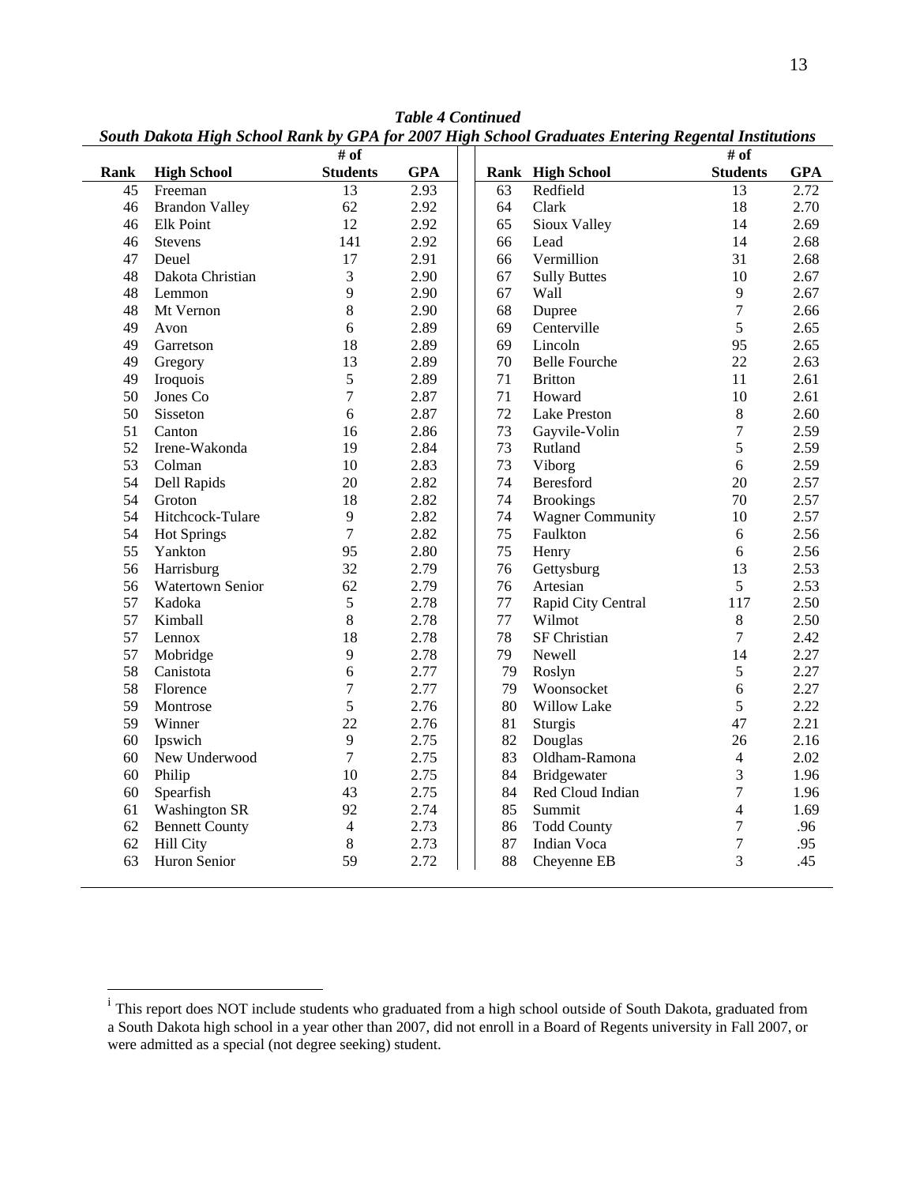***Table 4 Continued***

***South Dakota High School Rank by GPA for 2007 High School Graduates Entering Regental Institutions***

| Rank | High School | # of Students | GPA | Rank | High School | # of Students | GPA |
|---|---|---|---|---|---|---|---|
| 45 | Freeman | 13 | 2.93 | 63 | Redfield | 13 | 2.72 |
| 46 | Brandon Valley | 62 | 2.92 | 64 | Clark | 18 | 2.70 |
| 46 | Elk Point | 12 | 2.92 | 65 | Sioux Valley | 14 | 2.69 |
| 46 | Stevens | 141 | 2.92 | 66 | Lead | 14 | 2.68 |
| 47 | Deuel | 17 | 2.91 | 66 | Vermillion | 31 | 2.68 |
| 48 | Dakota Christian | 3 | 2.90 | 67 | Sully Buttes | 10 | 2.67 |
| 48 | Lemmon | 9 | 2.90 | 67 | Wall | 9 | 2.67 |
| 48 | Mt Vernon | 8 | 2.90 | 68 | Dupree | 7 | 2.66 |
| 49 | Avon | 6 | 2.89 | 69 | Centerville | 5 | 2.65 |
| 49 | Garretson | 18 | 2.89 | 69 | Lincoln | 95 | 2.65 |
| 49 | Gregory | 13 | 2.89 | 70 | Belle Fourche | 22 | 2.63 |
| 49 | Iroquois | 5 | 2.89 | 71 | Britton | 11 | 2.61 |
| 50 | Jones Co | 7 | 2.87 | 71 | Howard | 10 | 2.61 |
| 50 | Sisseton | 6 | 2.87 | 72 | Lake Preston | 8 | 2.60 |
| 51 | Canton | 16 | 2.86 | 73 | Gayvile-Volin | 7 | 2.59 |
| 52 | Irene-Wakonda | 19 | 2.84 | 73 | Rutland | 5 | 2.59 |
| 53 | Colman | 10 | 2.83 | 73 | Viborg | 6 | 2.59 |
| 54 | Dell Rapids | 20 | 2.82 | 74 | Beresford | 20 | 2.57 |
| 54 | Groton | 18 | 2.82 | 74 | Brookings | 70 | 2.57 |
| 54 | Hitchcock-Tulare | 9 | 2.82 | 74 | Wagner Community | 10 | 2.57 |
| 54 | Hot Springs | 7 | 2.82 | 75 | Faulkton | 6 | 2.56 |
| 55 | Yankton | 95 | 2.80 | 75 | Henry | 6 | 2.56 |
| 56 | Harrisburg | 32 | 2.79 | 76 | Gettysburg | 13 | 2.53 |
| 56 | Watertown Senior | 62 | 2.79 | 76 | Artesian | 5 | 2.53 |
| 57 | Kadoka | 5 | 2.78 | 77 | Rapid City Central | 117 | 2.50 |
| 57 | Kimball | 8 | 2.78 | 77 | Wilmot | 8 | 2.50 |
| 57 | Lennox | 18 | 2.78 | 78 | SF Christian | 7 | 2.42 |
| 57 | Mobridge | 9 | 2.78 | 79 | Newell | 14 | 2.27 |
| 58 | Canistota | 6 | 2.77 | 79 | Roslyn | 5 | 2.27 |
| 58 | Florence | 7 | 2.77 | 79 | Woonsocket | 6 | 2.27 |
| 59 | Montrose | 5 | 2.76 | 80 | Willow Lake | 5 | 2.22 |
| 59 | Winner | 22 | 2.76 | 81 | Sturgis | 47 | 2.21 |
| 60 | Ipswich | 9 | 2.75 | 82 | Douglas | 26 | 2.16 |
| 60 | New Underwood | 7 | 2.75 | 83 | Oldham-Ramona | 4 | 2.02 |
| 60 | Philip | 10 | 2.75 | 84 | Bridgewater | 3 | 1.96 |
| 60 | Spearfish | 43 | 2.75 | 84 | Red Cloud Indian | 7 | 1.96 |
| 61 | Washington SR | 92 | 2.74 | 85 | Summit | 4 | 1.69 |
| 62 | Bennett County | 4 | 2.73 | 86 | Todd County | 7 | .96 |
| 62 | Hill City | 8 | 2.73 | 87 | Indian Voca | 7 | .95 |
| 63 | Huron Senior | 59 | 2.72 | 88 | Cheyenne EB | 3 | .45 |

[i] This report does NOT include students who graduated from a high school outside of South Dakota, graduated from a South Dakota high school in a year other than 2007, did not enroll in a Board of Regents university in Fall 2007, or were admitted as a special (not degree seeking) student.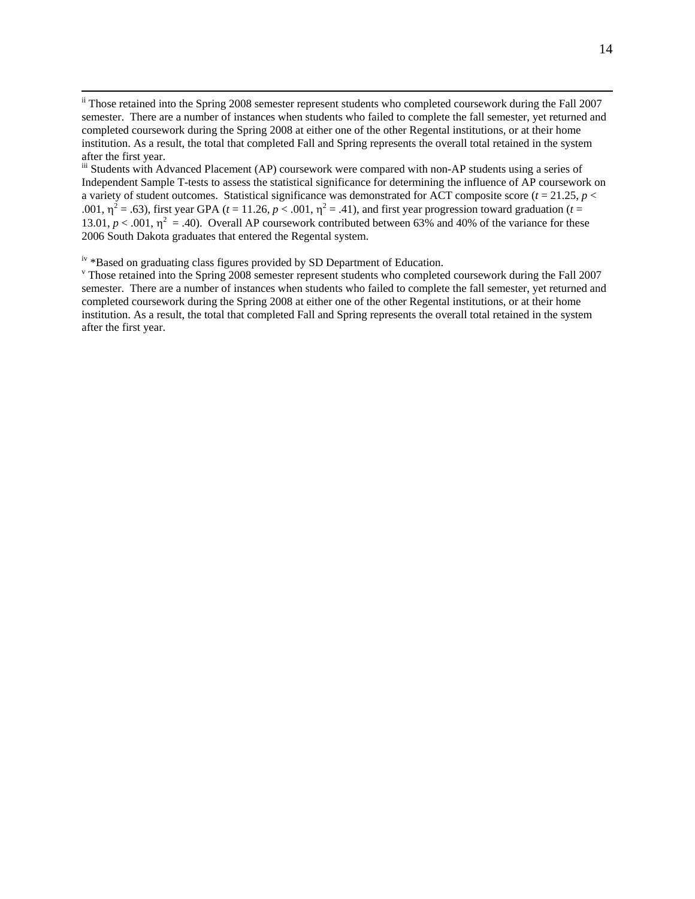---

[ii] Those retained into the Spring 2008 semester represent students who completed coursework during the Fall 2007 semester. There are a number of instances when students who failed to complete the fall semester, yet returned and completed coursework during the Spring 2008 at either one of the other Regental institutions, or at their home institution. As a result, the total that completed Fall and Spring represents the overall total retained in the system after the first year.

[iii] Students with Advanced Placement (AP) coursework were compared with non-AP students using a series of Independent Sample T-tests to assess the statistical significance for determining the influence of AP coursework on a variety of student outcomes. Statistical significance was demonstrated for ACT composite score ($t = 21.25$, $p < .001$, $\eta^2 = .63$), first year GPA ($t = 11.26$, $p < .001$, $\eta^2 = .41$), and first year progression toward graduation ($t = 13.01$, $p < .001$, $\eta^2 = .40$). Overall AP coursework contributed between 63% and 40% of the variance for these 2006 South Dakota graduates that entered the Regental system.

[iv] *Based on graduating class figures provided by SD Department of Education.

[v] Those retained into the Spring 2008 semester represent students who completed coursework during the Fall 2007 semester. There are a number of instances when students who failed to complete the fall semester, yet returned and completed coursework during the Spring 2008 at either one of the other Regental institutions, or at their home institution. As a result, the total that completed Fall and Spring represents the overall total retained in the system after the first year.